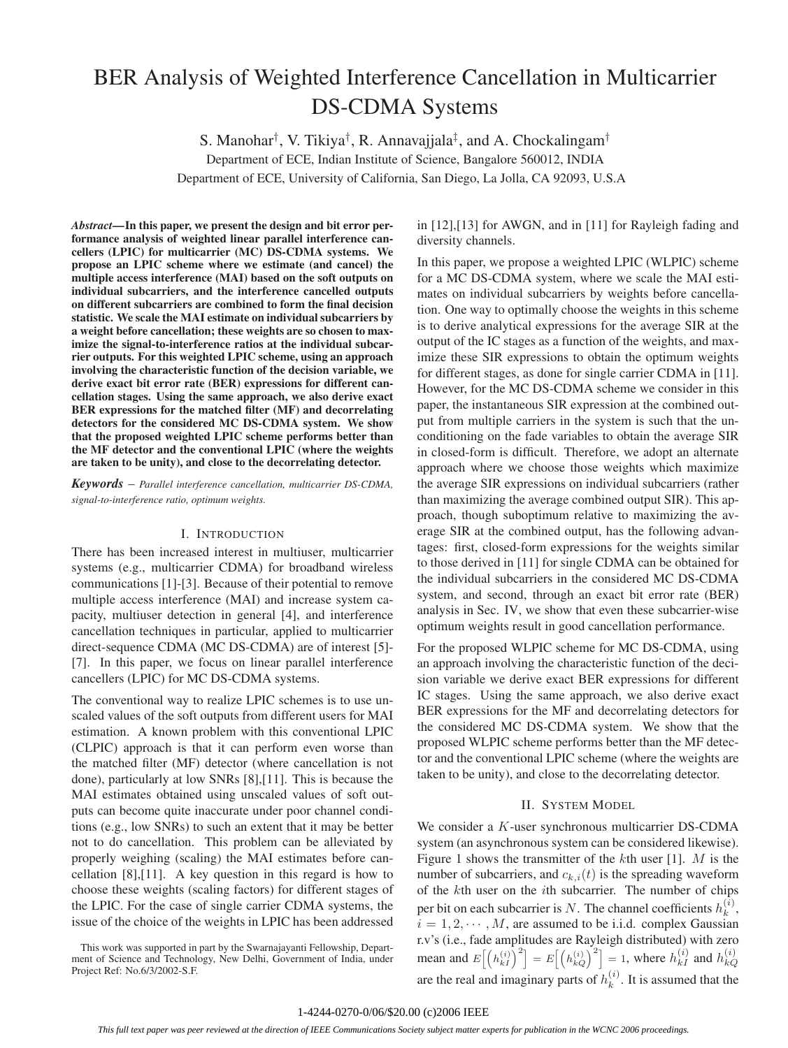# BER Analysis of Weighted Interference Cancellation in Multicarrier DS-CDMA Systems

S. Manohar[†], V. Tikiya[†], R. Annavajjala[‡], and A. Chockalingam[†]

Department of ECE, Indian Institute of Science, Bangalore 560012, INDIA

Department of ECE, University of California, San Diego, La Jolla, CA 92093, U.S.A

***Abstract*—In this paper, we present the design and bit error performance analysis of weighted linear parallel interference cancellers (LPIC) for multicarrier (MC) DS-CDMA systems. We propose an LPIC scheme where we estimate (and cancel) the multiple access interference (MAI) based on the soft outputs on individual subcarriers, and the interference cancelled outputs on different subcarriers are combined to form the final decision statistic. We scale the MAI estimate on individual subcarriers by a weight before cancellation; these weights are so chosen to maximize the signal-to-interference ratios at the individual subcarrier outputs. For this weighted LPIC scheme, using an approach involving the characteristic function of the decision variable, we derive exact bit error rate (BER) expressions for different cancellation stages. Using the same approach, we also derive exact BER expressions for the matched filter (MF) and decorrelating detectors for the considered MC DS-CDMA system. We show that the proposed weighted LPIC scheme performs better than the MF detector and the conventional LPIC (where the weights are taken to be unity), and close to the decorrelating detector.**

***Keywords*** – *Parallel interference cancellation, multicarrier DS-CDMA, signal-to-interference ratio, optimum weights.*

## I. Introduction

There has been increased interest in multiuser, multicarrier systems (e.g., multicarrier CDMA) for broadband wireless communications [1]-[3]. Because of their potential to remove multiple access interference (MAI) and increase system capacity, multiuser detection in general [4], and interference cancellation techniques in particular, applied to multicarrier direct-sequence CDMA (MC DS-CDMA) are of interest [5]-[7]. In this paper, we focus on linear parallel interference cancellers (LPIC) for MC DS-CDMA systems.

The conventional way to realize LPIC schemes is to use unscaled values of the soft outputs from different users for MAI estimation. A known problem with this conventional LPIC (CLPIC) approach is that it can perform even worse than the matched filter (MF) detector (where cancellation is not done), particularly at low SNRs [8],[11]. This is because the MAI estimates obtained using unscaled values of soft outputs can become quite inaccurate under poor channel conditions (e.g., low SNRs) to such an extent that it may be better not to do cancellation. This problem can be alleviated by properly weighing (scaling) the MAI estimates before cancellation [8],[11]. A key question in this regard is how to choose these weights (scaling factors) for different stages of the LPIC. For the case of single carrier CDMA systems, the issue of the choice of the weights in LPIC has been addressed in [12],[13] for AWGN, and in [11] for Rayleigh fading and diversity channels.

In this paper, we propose a weighted LPIC (WLPIC) scheme for a MC DS-CDMA system, where we scale the MAI estimates on individual subcarriers by weights before cancellation. One way to optimally choose the weights in this scheme is to derive analytical expressions for the average SIR at the output of the IC stages as a function of the weights, and maximize these SIR expressions to obtain the optimum weights for different stages, as done for single carrier CDMA in [11]. However, for the MC DS-CDMA scheme we consider in this paper, the instantaneous SIR expression at the combined output from multiple carriers in the system is such that the unconditioning on the fade variables to obtain the average SIR in closed-form is difficult. Therefore, we adopt an alternate approach where we choose those weights which maximize the average SIR expressions on individual subcarriers (rather than maximizing the average combined output SIR). This approach, though suboptimum relative to maximizing the average SIR at the combined output, has the following advantages: first, closed-form expressions for the weights similar to those derived in [11] for single CDMA can be obtained for the individual subcarriers in the considered MC DS-CDMA system, and second, through an exact bit error rate (BER) analysis in Sec. IV, we show that even these subcarrier-wise optimum weights result in good cancellation performance.

For the proposed WLPIC scheme for MC DS-CDMA, using an approach involving the characteristic function of the decision variable we derive exact BER expressions for different IC stages. Using the same approach, we also derive exact BER expressions for the MF and decorrelating detectors for the considered MC DS-CDMA system. We show that the proposed WLPIC scheme performs better than the MF detector and the conventional LPIC scheme (where the weights are taken to be unity), and close to the decorrelating detector.

## II. System Model

We consider a $K$-user synchronous multicarrier DS-CDMA system (an asynchronous system can be considered likewise). Figure 1 shows the transmitter of the $k$th user [1]. $M$ is the number of subcarriers, and $c_{k,i}(t)$ is the spreading waveform of the $k$th user on the $i$th subcarrier. The number of chips per bit on each subcarrier is $N$. The channel coefficients $h_k^{(i)}$, $i = 1, 2, \cdots, M$, are assumed to be i.i.d. complex Gaussian r.v's (i.e., fade amplitudes are Rayleigh distributed) with zero mean and $E\Big[\Big(h_{kI}^{(i)}\Big)^2\Big] = E\Big[\Big(h_{kQ}^{(i)}\Big)^2\Big] = 1$, where $h_{kI}^{(i)}$ and $h_{kQ}^{(i)}$ are the real and imaginary parts of $h_k^{(i)}$. It is assumed that the

This work was supported in part by the Swarnajayanti Fellowship, Department of Science and Technology, New Delhi, Government of India, under Project Ref: No.6/3/2002-S.F.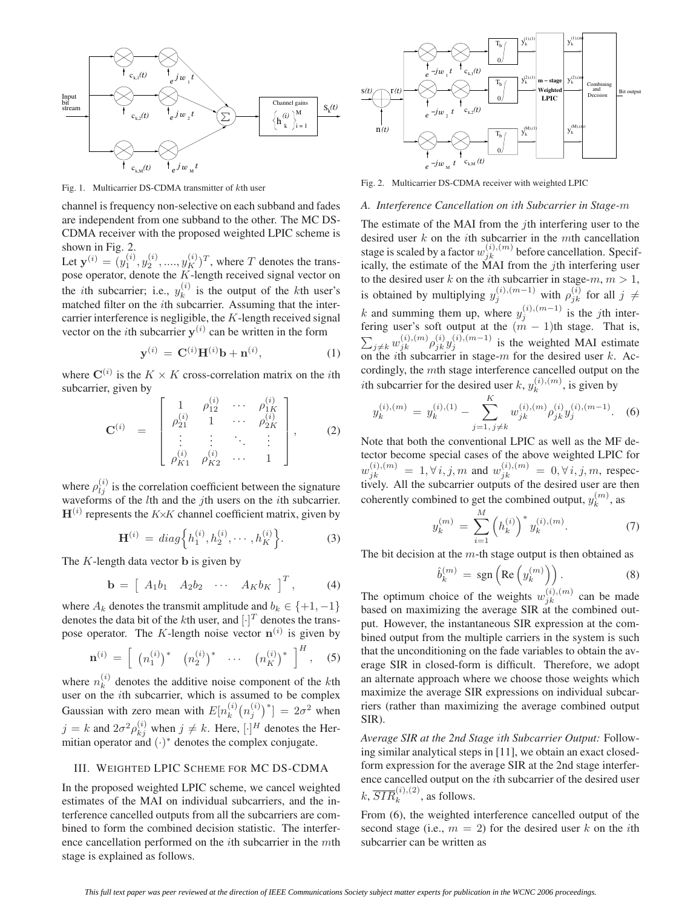Fig. 1. Multicarrier DS-CDMA transmitter of $k$th user

Fig. 2. Multicarrier DS-CDMA receiver with weighted LPIC

channel is frequency non-selective on each subband and fades are independent from one subband to the other. The MC DS-CDMA receiver with the proposed weighted LPIC scheme is shown in Fig. 2.

Let $\mathbf{y}^{(i)} = (y_1^{(i)}, y_2^{(i)}, ...., y_K^{(i)})^T$, where $T$ denotes the transpose operator, denote the $K$-length received signal vector on the $i$th subcarrier; i.e., $y_k^{(i)}$ is the output of the $k$th user's matched filter on the $i$th subcarrier. Assuming that the intercarrier interference is negligible, the $K$-length received signal vector on the $i$th subcarrier $\mathbf{y}^{(i)}$ can be written in the form

$$\mathbf{y}^{(i)} = \mathbf{C}^{(i)}\mathbf{H}^{(i)}\mathbf{b} + \mathbf{n}^{(i)}, \quad (1)$$

where $\mathbf{C}^{(i)}$ is the $K \times K$ cross-correlation matrix on the $i$th subcarrier, given by

$$\mathbf{C}^{(i)} = \begin{bmatrix} 1 & \rho_{12}^{(i)} & \cdots & \rho_{1K}^{(i)} \\ \rho_{21}^{(i)} & 1 & \cdots & \rho_{2K}^{(i)} \\ \vdots & \vdots & \ddots & \vdots \\ \rho_{K1}^{(i)} & \rho_{K2}^{(i)} & \cdots & 1 \end{bmatrix}, \quad (2)$$

where $\rho_{lj}^{(i)}$ is the correlation coefficient between the signature waveforms of the $l$th and the $j$th users on the $i$th subcarrier. $\mathbf{H}^{(i)}$ represents the $K \times K$ channel coefficient matrix, given by

$$\mathbf{H}^{(i)} = diag\Big\{h_1^{(i)}, h_2^{(i)}, \cdots, h_K^{(i)}\Big\}. \quad (3)$$

The $K$-length data vector $\mathbf{b}$ is given by

$$\mathbf{b} = \begin{bmatrix} A_1 b_1 & A_2 b_2 & \cdots & A_K b_K \end{bmatrix}^T, \quad (4)$$

where $A_k$ denotes the transmit amplitude and $b_k \in \{+1, -1\}$ denotes the data bit of the $k$th user, and $[\cdot]^T$ denotes the transpose operator. The $K$-length noise vector $\mathbf{n}^{(i)}$ is given by

$$\mathbf{n}^{(i)} = \begin{bmatrix} \big(n_1^{(i)}\big)^* & \big(n_2^{(i)}\big)^* & \cdots & \big(n_K^{(i)}\big)^* \end{bmatrix}^H, \quad (5)$$

where $n_k^{(i)}$ denotes the additive noise component of the $k$th user on the $i$th subcarrier, which is assumed to be complex Gaussian with zero mean with $E[n_k^{(i)}\big(n_j^{(i)}\big)^*] = 2\sigma^2$ when $j = k$ and $2\sigma^2\rho_{kj}^{(i)}$ when $j \neq k$. Here, $[\cdot]^H$ denotes the Hermitian operator and $(\cdot)^*$ denotes the complex conjugate.

## III. Weighted LPIC Scheme for MC DS-CDMA

In the proposed weighted LPIC scheme, we cancel weighted estimates of the MAI on individual subcarriers, and the interference cancelled outputs from all the subcarriers are combined to form the combined decision statistic. The interference cancellation performed on the $i$th subcarrier in the $m$th stage is explained as follows.

### A. Interference Cancellation on $i$th Subcarrier in Stage-$m$

The estimate of the MAI from the $j$th interfering user to the desired user $k$ on the $i$th subcarrier in the $m$th cancellation stage is scaled by a factor $w_{jk}^{(i),(m)}$ before cancellation. Specifically, the estimate of the MAI from the $j$th interfering user to the desired user $k$ on the $i$th subcarrier in stage-$m$, $m > 1$, is obtained by multiplying $y_j^{(i),(m-1)}$ with $\rho_{jk}^{(i)}$ for all $j \neq k$ and summing them up, where $y_j^{(i),(m-1)}$ is the $j$th interfering user's soft output at the $(m-1)$th stage. That is, $\sum_{j \neq k} w_{jk}^{(i),(m)} \rho_{jk}^{(i)} y_j^{(i),(m-1)}$ is the weighted MAI estimate on the $i$th subcarrier in stage-$m$ for the desired user $k$. Accordingly, the $m$th stage interference cancelled output on the $i$th subcarrier for the desired user $k$, $y_k^{(i),(m)}$, is given by

$$y_k^{(i),(m)} = y_k^{(i),(1)} - \sum_{j=1,\, j\neq k}^{K} w_{jk}^{(i),(m)} \rho_{jk}^{(i)} y_j^{(i),(m-1)}. \quad (6)$$

Note that both the conventional LPIC as well as the MF detector become special cases of the above weighted LPIC for $w_{jk}^{(i),(m)} = 1, \forall i, j, m$ and $w_{jk}^{(i),(m)} = 0, \forall i, j, m$, respectively. All the subcarrier outputs of the desired user are then coherently combined to get the combined output, $y_k^{(m)}$, as

$$y_k^{(m)} = \sum_{i=1}^{M} \Big(h_k^{(i)}\Big)^* y_k^{(i),(m)}. \quad (7)$$

The bit decision at the $m$-th stage output is then obtained as

$$\hat{b}_k^{(m)} = \mathrm{sgn}\left(\mathrm{Re}\left(y_k^{(m)}\right)\right). \quad (8)$$

The optimum choice of the weights $w_{jk}^{(i),(m)}$ can be made based on maximizing the average SIR at the combined output. However, the instantaneous SIR expression at the combined output from the multiple carriers in the system is such that the unconditioning on the fade variables to obtain the average SIR in closed-form is difficult. Therefore, we adopt an alternate approach where we choose those weights which maximize the average SIR expressions on individual subcarriers (rather than maximizing the average combined output SIR).

*Average SIR at the 2nd Stage $i$th Subcarrier Output:* Following similar analytical steps in [11], we obtain an exact closed-form expression for the average SIR at the 2nd stage interference cancelled output on the $i$th subcarrier of the desired user $k$, $\overline{SIR}_k^{(i),(2)}$, as follows.

From (6), the weighted interference cancelled output of the second stage (i.e., $m = 2$) for the desired user $k$ on the $i$th subcarrier can be written as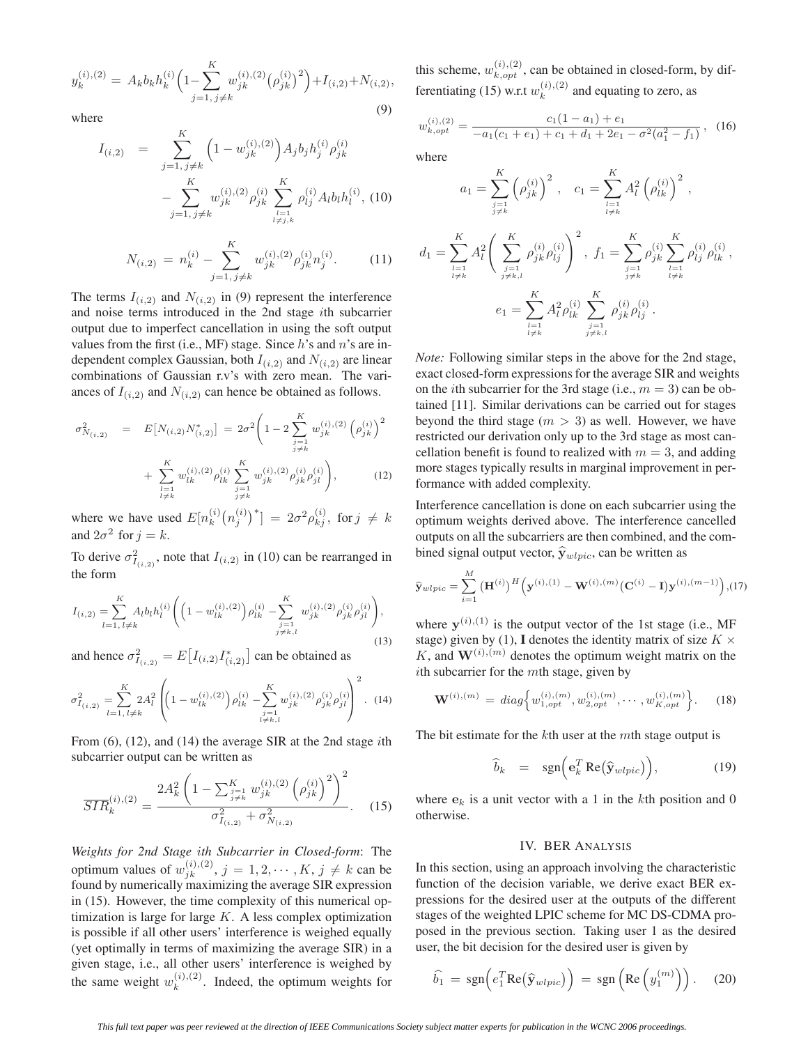$$y_k^{(i),(2)} = A_k b_k h_k^{(i)} \Big(1 - \sum_{j=1,\, j\neq k}^{K} w_{jk}^{(i),(2)} \big(\rho_{jk}^{(i)}\big)^2\Big) + I_{(i,2)} + N_{(i,2)}, \tag{9}$$

where

$$I_{(i,2)} = \sum_{j=1,\, j\neq k}^{K} \Big(1 - w_{jk}^{(i),(2)}\Big) A_j b_j h_j^{(i)} \rho_{jk}^{(i)} - \sum_{j=1,\, j\neq k}^{K} w_{jk}^{(i),(2)} \rho_{jk}^{(i)} \sum_{\substack{l=1 \\ l\neq j,k}}^{K} \rho_{lj}^{(i)} A_l b_l h_l^{(i)}, \tag{10}$$

$$N_{(i,2)} = n_k^{(i)} - \sum_{j=1,\, j\neq k}^{K} w_{jk}^{(i),(2)} \rho_{jk}^{(i)} n_j^{(i)}. \tag{11}$$

The terms $I_{(i,2)}$ and $N_{(i,2)}$ in (9) represent the interference and noise terms introduced in the 2nd stage $i$th subcarrier output due to imperfect cancellation in using the soft output values from the first (i.e., MF) stage. Since $h$'s and $n$'s are independent complex Gaussian, both $I_{(i,2)}$ and $N_{(i,2)}$ are linear combinations of Gaussian r.v's with zero mean. The variances of $I_{(i,2)}$ and $N_{(i,2)}$ can hence be obtained as follows.

$$\sigma_{N_{(i,2)}}^2 = E\big[N_{(i,2)} N_{(i,2)}^*\big] = 2\sigma^2 \Bigg(1 - 2\sum_{\substack{j=1 \\ j\neq k}}^{K} w_{jk}^{(i),(2)} \left(\rho_{jk}^{(i)}\right)^2 + \sum_{\substack{l=1 \\ l\neq k}}^{K} w_{lk}^{(i),(2)} \rho_{lk}^{(i)} \sum_{\substack{j=1 \\ j\neq k}}^{K} w_{jk}^{(i),(2)} \rho_{jk}^{(i)} \rho_{jl}^{(i)}\Bigg), \tag{12}$$

where we have used $E[n_k^{(i)} (n_j^{(i)})^*] = 2\sigma^2 \rho_{kj}^{(i)}$, for $j \neq k$ and $2\sigma^2$ for $j = k$.

To derive $\sigma_{I_{(i,2)}}^2$, note that $I_{(i,2)}$ in (10) can be rearranged in the form

$$I_{(i,2)} = \sum_{l=1,\, l\neq k}^{K} A_l b_l h_l^{(i)} \Bigg(\Big(1 - w_{lk}^{(i),(2)}\Big)\rho_{lk}^{(i)} - \sum_{\substack{j=1 \\ j\neq k,l}}^{K} w_{jk}^{(i),(2)} \rho_{jk}^{(i)} \rho_{jl}^{(i)}\Bigg), \tag{13}$$

and hence $\sigma_{I_{(i,2)}}^2 = E\big[I_{(i,2)} I_{(i,2)}^*\big]$ can be obtained as

$$\sigma_{I_{(i,2)}}^2 = \sum_{l=1,\, l\neq k}^{K} 2A_l^2 \Bigg(\Big(1 - w_{lk}^{(i),(2)}\Big)\rho_{lk}^{(i)} - \sum_{\substack{j=1 \\ l\neq k,l}}^{K} w_{jk}^{(i),(2)} \rho_{jk}^{(i)} \rho_{jl}^{(i)}\Bigg)^2. \tag{14}$$

From (6), (12), and (14) the average SIR at the 2nd stage $i$th subcarrier output can be written as

$$\overline{SIR}_k^{(i),(2)} = \frac{2A_k^2 \left(1 - \sum_{\substack{j=1 \\ j\neq k}}^{K} w_{jk}^{(i),(2)} \left(\rho_{jk}^{(i)}\right)^2\right)^2}{\sigma_{I_{(i,2)}}^2 + \sigma_{N_{(i,2)}}^2}. \tag{15}$$

*Weights for 2nd Stage ith Subcarrier in Closed-form*: The optimum values of $w_{jk}^{(i),(2)}$, $j = 1, 2, \cdots, K$, $j \neq k$ can be found by numerically maximizing the average SIR expression in (15). However, the time complexity of this numerical optimization is large for large $K$. A less complex optimization is possible if all other users' interference is weighed equally (yet optimally in terms of maximizing the average SIR) in a given stage, i.e., all other users' interference is weighed by the same weight $w_k^{(i),(2)}$. Indeed, the optimum weights for this scheme, $w_{k,opt}^{(i),(2)}$, can be obtained in closed-form, by differentiating (15) w.r.t $w_k^{(i),(2)}$ and equating to zero, as

$$w_{k,opt}^{(i),(2)} = \frac{c_1(1-a_1) + e_1}{-a_1(c_1+e_1) + c_1 + d_1 + 2e_1 - \sigma^2(a_1^2 - f_1)}, \tag{16}$$

where

$$a_1 = \sum_{\substack{j=1 \\ j\neq k}}^{K} \left(\rho_{jk}^{(i)}\right)^2, \quad c_1 = \sum_{\substack{l=1 \\ l\neq k}}^{K} A_l^2 \left(\rho_{lk}^{(i)}\right)^2,$$

$$d_1 = \sum_{\substack{l=1 \\ l\neq k}}^{K} A_l^2 \Bigg(\sum_{\substack{j=1 \\ j\neq k,l}}^{K} \rho_{jk}^{(i)} \rho_{lj}^{(i)}\Bigg)^2, \quad f_1 = \sum_{\substack{j=1 \\ j\neq k}}^{K} \rho_{jk}^{(i)} \sum_{\substack{l=1 \\ l\neq k}}^{K} \rho_{lj}^{(i)} \rho_{lk}^{(i)},$$

$$e_1 = \sum_{\substack{l=1 \\ l\neq k}}^{K} A_l^2 \rho_{lk}^{(i)} \sum_{\substack{j=1 \\ j\neq k,l}}^{K} \rho_{jk}^{(i)} \rho_{lj}^{(i)}.$$

*Note:* Following similar steps in the above for the 2nd stage, exact closed-form expressions for the average SIR and weights on the $i$th subcarrier for the 3rd stage (i.e., $m = 3$) can be obtained [11]. Similar derivations can be carried out for stages beyond the third stage ($m > 3$) as well. However, we have restricted our derivation only up to the 3rd stage as most cancellation benefit is found to realized with $m = 3$, and adding more stages typically results in marginal improvement in performance with added complexity.

Interference cancellation is done on each subcarrier using the optimum weights derived above. The interference cancelled outputs on all the subcarriers are then combined, and the combined signal output vector, $\widehat{\mathbf{y}}_{wlpic}$, can be written as

$$\widehat{\mathbf{y}}_{wlpic} = \sum_{i=1}^{M} \left(\mathbf{H}^{(i)}\right)^H \Big(\mathbf{y}^{(i),(1)} - \mathbf{W}^{(i),(m)}\big(\mathbf{C}^{(i)} - \mathbf{I}\big)\mathbf{y}^{(i),(m-1)}\Big), \tag{17}$$

where $\mathbf{y}^{(i),(1)}$ is the output vector of the 1st stage (i.e., MF stage) given by (1), $\mathbf{I}$ denotes the identity matrix of size $K \times K$, and $\mathbf{W}^{(i),(m)}$ denotes the optimum weight matrix on the $i$th subcarrier for the $m$th stage, given by

$$\mathbf{W}^{(i),(m)} = diag\Big\{w_{1,opt}^{(i),(m)}, w_{2,opt}^{(i),(m)}, \cdots, w_{K,opt}^{(i),(m)}\Big\}. \tag{18}$$

The bit estimate for the $k$th user at the $m$th stage output is

$$\widehat{b}_k = \operatorname{sgn}\Big(\mathbf{e}_k^T \operatorname{Re}\big(\widehat{\mathbf{y}}_{wlpic}\big)\Big), \tag{19}$$

where $\mathbf{e}_k$ is a unit vector with a 1 in the $k$th position and 0 otherwise.

## IV. BER Analysis

In this section, using an approach involving the characteristic function of the decision variable, we derive exact BER expressions for the desired user at the outputs of the different stages of the weighted LPIC scheme for MC DS-CDMA proposed in the previous section. Taking user 1 as the desired user, the bit decision for the desired user is given by

$$\widehat{b_1} = \operatorname{sgn}\Big(e_1^T \operatorname{Re}\big(\widehat{\mathbf{y}}_{wlpic}\big)\Big) = \operatorname{sgn}\left(\operatorname{Re}\left(y_1^{(m)}\right)\right). \tag{20}$$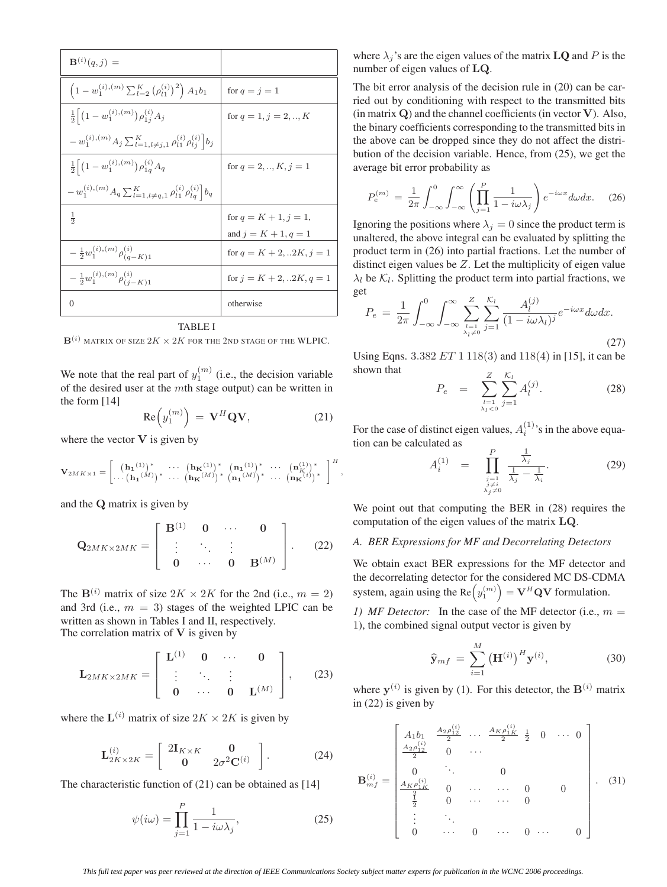| $\mathbf{B}^{(i)}(q,j)\ =$ | |
|---|---|
| $\left(1 - w_1^{(i),(m)} \sum_{l=2}^{K} \left(\rho_{l1}^{(i)}\right)^2\right) A_1 b_1$ | for $q = j = 1$ |
| $\frac{1}{2}\Big[\left(1 - w_1^{(i),(m)}\right)\rho_{1j}^{(i)} A_j - w_1^{(i),(m)} A_j \sum_{l=1, l\neq j,1}^{K} \rho_{l1}^{(i)}\rho_{lj}^{(i)}\Big] b_j$ | for $q = 1, j = 2,..,K$ |
| $\frac{1}{2}\Big[\left(1 - w_1^{(i),(m)}\right)\rho_{1q}^{(i)} A_q - w_1^{(i),(m)} A_q \sum_{l=1, l\neq q,1}^{K} \rho_{l1}^{(i)}\rho_{lq}^{(i)}\Big] b_q$ | for $q = 2,..,K, j = 1$ |
| $\frac{1}{2}$ | for $q = K+1, j = 1$, and $j = K+1, q = 1$ |
| $-\frac{1}{2} w_1^{(i),(m)} \rho_{(q-K)1}^{(i)}$ | for $q = K+2,..2K, j = 1$ |
| $-\frac{1}{2} w_1^{(i),(m)} \rho_{(j-K)1}^{(i)}$ | for $j = K+2,..2K, q = 1$ |
| $0$ | otherwise |

TABLE I

$\mathbf{B}^{(i)}$ MATRIX OF SIZE $2K \times 2K$ FOR THE 2ND STAGE OF THE WLPIC.

We note that the real part of $y_1^{(m)}$ (i.e., the decision variable of the desired user at the $m$th stage output) can be written in the form [14]

$$\mathrm{Re}\Big(y_1^{(m)}\Big) \;=\; \mathbf{V}^H \mathbf{Q} \mathbf{V}, \tag{21}$$

where the vector $\mathbf{V}$ is given by

$$\mathbf{V}_{2MK\times 1} = \begin{bmatrix} (\mathbf{h_1}^{(1)})^* & \cdots & (\mathbf{h_K}^{(1)})^* & (\mathbf{n_1}^{(1)})^* & \cdots & (\mathbf{n}_K^{(1)})^* \\ \cdots (\mathbf{h_1}^{(M)})^* & \cdots & (\mathbf{h_K}^{(M)})^* & (\mathbf{n_1}^{(M)})^* & \cdots & (\mathbf{n_K}^{(i)})^* \end{bmatrix}^H,$$

and the $\mathbf{Q}$ matrix is given by

$$\mathbf{Q}_{2MK\times 2MK} = \begin{bmatrix} \mathbf{B}^{(1)} & \mathbf{0} & \cdots & \mathbf{0} \\ \vdots & \ddots & \vdots & \\ \mathbf{0} & \cdots & \mathbf{0} & \mathbf{B}^{(M)} \end{bmatrix}. \tag{22}$$

The $\mathbf{B}^{(i)}$ matrix of size $2K \times 2K$ for the 2nd (i.e., $m = 2$) and 3rd (i.e., $m = 3$) stages of the weighted LPIC can be written as shown in Tables I and II, respectively.
The correlation matrix of $\mathbf{V}$ is given by

$$\mathbf{L}_{2MK\times 2MK} = \begin{bmatrix} \mathbf{L}^{(1)} & \mathbf{0} & \cdots & \mathbf{0} \\ \vdots & \ddots & \vdots & \\ \mathbf{0} & \cdots & \mathbf{0} & \mathbf{L}^{(M)} \end{bmatrix}, \tag{23}$$

where the $\mathbf{L}^{(i)}$ matrix of size $2K \times 2K$ is given by

$$\mathbf{L}^{(i)}_{2K\times 2K} = \begin{bmatrix} 2\mathbf{I}_{K\times K} & \mathbf{0} \\ \mathbf{0} & 2\sigma^2 \mathbf{C}^{(i)} \end{bmatrix}. \tag{24}$$

The characteristic function of (21) can be obtained as [14]

$$\psi(i\omega) = \prod_{j=1}^{P} \frac{1}{1 - i\omega\lambda_j}, \tag{25}$$

where $\lambda_j$'s are the eigen values of the matrix $\mathbf{LQ}$ and $P$ is the number of eigen values of $\mathbf{LQ}$.

The bit error analysis of the decision rule in (20) can be carried out by conditioning with respect to the transmitted bits (in matrix $\mathbf{Q}$) and the channel coefficients (in vector $\mathbf{V}$). Also, the binary coefficients corresponding to the transmitted bits in the above can be dropped since they do not affect the distribution of the decision variable. Hence, from (25), we get the average bit error probability as

$$P_e^{(m)} \;=\; \frac{1}{2\pi}\int_{-\infty}^{0}\int_{-\infty}^{\infty}\left(\prod_{j=1}^{P}\frac{1}{1 - i\omega\lambda_j}\right) e^{-i\omega x}\, d\omega dx. \tag{26}$$

Ignoring the positions where $\lambda_j = 0$ since the product term is unaltered, the above integral can be evaluated by splitting the product term in (26) into partial fractions. Let the number of distinct eigen values be $Z$. Let the multiplicity of eigen value $\lambda_l$ be $\mathcal{K}_l$. Splitting the product term into partial fractions, we get

$$P_e \;=\; \frac{1}{2\pi}\int_{-\infty}^{0}\int_{-\infty}^{\infty} \sum_{\substack{l=1 \\ \lambda_l \neq 0}}^{Z} \sum_{j=1}^{\mathcal{K}_l} \frac{A_l^{(j)}}{(1 - i\omega\lambda_l)^j} e^{-i\omega x}\, d\omega dx. \tag{27}$$

Using Eqns. $3.382$ $ET$ $1$ $118(3)$ and $118(4)$ in [15], it can be shown that

$$P_e \;\;=\;\; \sum_{\substack{l=1 \\ \lambda_l < 0}}^{Z} \sum_{j=1}^{\mathcal{K}_l} A_l^{(j)}. \tag{28}$$

For the case of distinct eigen values, $A_i^{(1)}$'s in the above equation can be calculated as

$$A_i^{(1)} \;\;=\;\; \prod_{\substack{j=1 \\ j\neq i \\ \lambda_j \neq 0}}^{P} \frac{\frac{1}{\lambda_j}}{\frac{1}{\lambda_j} - \frac{1}{\lambda_i}}. \tag{29}$$

We point out that computing the BER in (28) requires the computation of the eigen values of the matrix $\mathbf{LQ}$.

### A. BER Expressions for MF and Decorrelating Detectors

We obtain exact BER expressions for the MF detector and the decorrelating detector for the considered MC DS-CDMA system, again using the $\mathrm{Re}\Big(y_1^{(m)}\Big) = \mathbf{V}^H\mathbf{Q}\mathbf{V}$ formulation.

*1) MF Detector:* In the case of the MF detector (i.e., $m = 1$), the combined signal output vector is given by

$$\widehat{\mathbf{y}}_{mf} \;=\; \sum_{i=1}^{M} \left(\mathbf{H}^{(i)}\right)^H \mathbf{y}^{(i)}, \tag{30}$$

where $\mathbf{y}^{(i)}$ is given by (1). For this detector, the $\mathbf{B}^{(i)}$ matrix in (22) is given by

$$\mathbf{B}_{mf}^{(i)} = \begin{bmatrix} A_1 b_1 & \frac{A_2\rho_{12}^{(i)}}{2} & \cdots & \frac{A_K\rho_{1K}^{(i)}}{2} & \frac{1}{2} & 0 & \cdots & 0 \\ \frac{A_2\rho_{12}^{(i)}}{2} & 0 & \cdots & & & & & \\ 0 & \ddots & & 0 & & & & \\ \frac{A_K\rho_{1K}^{(i)}}{2} & 0 & \cdots & \cdots & 0 & & 0 & \\ \frac{1}{2} & 0 & \cdots & \cdots & 0 & & & \\ \vdots & \ddots & & & & & & \\ 0 & \cdots & 0 & \cdots & 0 & \cdots & & 0 \end{bmatrix}. \tag{31}$$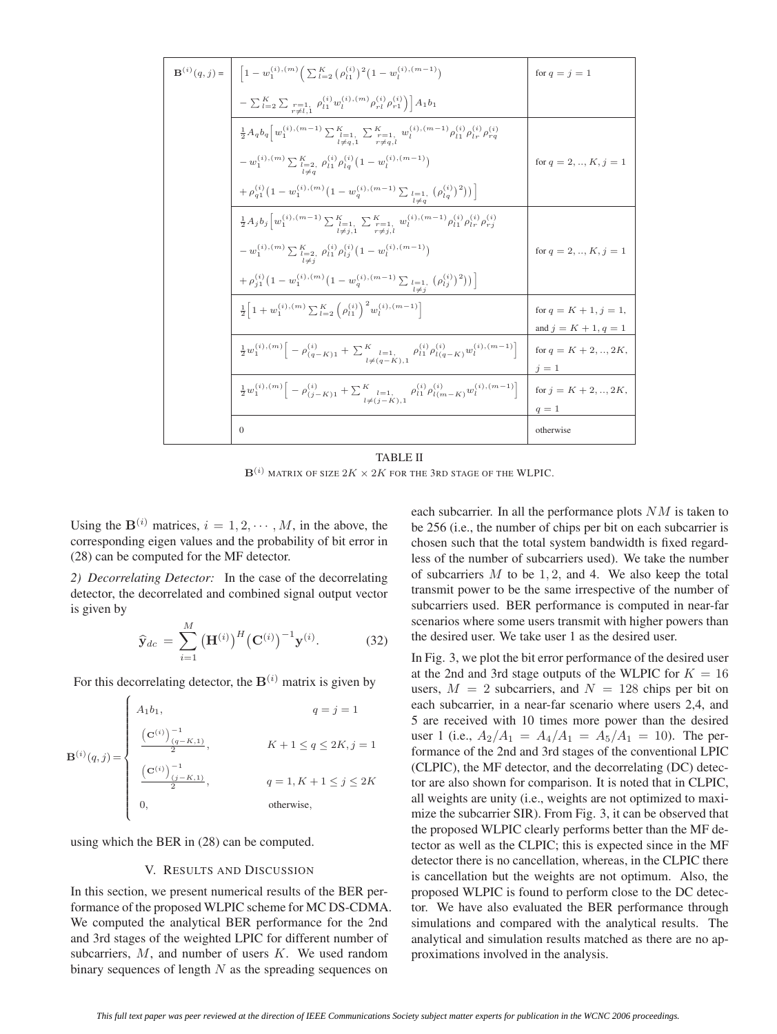| $\mathbf{B}^{(i)}(q,j) =$ | | |
|---|---|---|
| | $\Big[1 - w_1^{(i),(m)}\Big(\sum_{l=2}^{K}\big(\rho_{l1}^{(i)}\big)^2\big(1 - w_l^{(i),(m-1)}\big)$ $- \sum_{l=2}^{K}\sum_{\substack{r=1,\\ r\neq l,1}} \rho_{l1}^{(i)} w_l^{(i),(m)} \rho_{rl}^{(i)} \rho_{r1}^{(i)}\Big)\Big] A_1 b_1$ | for $q = j = 1$ |
| | $\frac{1}{2} A_q b_q \Big[w_1^{(i),(m-1)} \sum_{\substack{l=1,\\ l\neq q,1}}^{K} \sum_{\substack{r=1,\\ r\neq q,l}}^{K} w_l^{(i),(m-1)} \rho_{l1}^{(i)} \rho_{lr}^{(i)} \rho_{rq}^{(i)}$ $- w_1^{(i),(m)} \sum_{\substack{l=2,\\ l\neq q}}^{K} \rho_{l1}^{(i)} \rho_{lq}^{(i)} \big(1 - w_l^{(i),(m-1)}\big)$ $+ \rho_{q1}^{(i)} \big(1 - w_1^{(i),(m)} \big(1 - w_q^{(i),(m-1)} \sum_{\substack{l=1,\\ l\neq q}} \big(\rho_{lq}^{(i)}\big)^2\big)\big)\Big]$ | for $q = 2,..,K, j = 1$ |
| | $\frac{1}{2} A_j b_j \Big[w_1^{(i),(m-1)} \sum_{\substack{l=1,\\ l\neq j,1}}^{K} \sum_{\substack{r=1,\\ r\neq j,l}}^{K} w_l^{(i),(m-1)} \rho_{l1}^{(i)} \rho_{lr}^{(i)} \rho_{rj}^{(i)}$ $- w_1^{(i),(m)} \sum_{\substack{l=2,\\ l\neq j}}^{K} \rho_{l1}^{(i)} \rho_{lj}^{(i)} \big(1 - w_l^{(i),(m-1)}\big)$ $+ \rho_{j1}^{(i)} \big(1 - w_1^{(i),(m)} \big(1 - w_q^{(i),(m-1)} \sum_{\substack{l=1,\\ l\neq j}} \big(\rho_{lj}^{(i)}\big)^2\big)\big)\Big]$ | for $q = 2,..,K, j = 1$ |
| | $\frac{1}{2}\Big[1 + w_1^{(i),(m)} \sum_{l=2}^{K} \Big(\rho_{l1}^{(i)}\Big)^2 w_l^{(i),(m-1)}\Big]$ | for $q = K+1, j = 1$, and $j = K+1, q = 1$ |
| | $\frac{1}{2} w_1^{(i),(m)} \Big[-\rho_{(q-K)1}^{(i)} + \sum_{\substack{l=1,\\ l\neq(q-K),1}}^{K} \rho_{l1}^{(i)} \rho_{l(q-K)}^{(i)} w_l^{(i),(m-1)}\Big]$ | for $q = K+2,..,2K$, $j = 1$ |
| | $\frac{1}{2} w_1^{(i),(m)} \Big[-\rho_{(j-K)1}^{(i)} + \sum_{\substack{l=1,\\ l\neq(j-K),1}}^{K} \rho_{l1}^{(i)} \rho_{l(m-K)}^{(i)} w_l^{(i),(m-1)}\Big]$ | for $j = K+2,..,2K$, $q = 1$ |
| | 0 | otherwise |

TABLE II
$\mathbf{B}^{(i)}$ MATRIX OF SIZE $2K \times 2K$ FOR THE 3RD STAGE OF THE WLPIC.

Using the $\mathbf{B}^{(i)}$ matrices, $i = 1, 2, \cdots, M$, in the above, the corresponding eigen values and the probability of bit error in (28) can be computed for the MF detector.

*2) Decorrelating Detector:* In the case of the decorrelating detector, the decorrelated and combined signal output vector is given by

$$\widehat{\mathbf{y}}_{dc} = \sum_{i=1}^{M} \big(\mathbf{H}^{(i)}\big)^H \big(\mathbf{C}^{(i)}\big)^{-1} \mathbf{y}^{(i)}. \tag{32}$$

For this decorrelating detector, the $\mathbf{B}^{(i)}$ matrix is given by

$$\mathbf{B}^{(i)}(q,j) = \begin{cases} A_1 b_1, & q = j = 1 \\ \frac{\left(\mathbf{C}^{(i)}\right)^{-1}_{(q-K,1)}}{2}, & K+1 \leq q \leq 2K, j = 1 \\ \frac{\left(\mathbf{C}^{(i)}\right)^{-1}_{(j-K,1)}}{2}, & q = 1, K+1 \leq j \leq 2K \\ 0, & \text{otherwise,} \end{cases}$$

using which the BER in (28) can be computed.

## V. Results and Discussion

In this section, we present numerical results of the BER performance of the proposed WLPIC scheme for MC DS-CDMA. We computed the analytical BER performance for the 2nd and 3rd stages of the weighted LPIC for different number of subcarriers, $M$, and number of users $K$. We used random binary sequences of length $N$ as the spreading sequences on each subcarrier. In all the performance plots $NM$ is taken to be 256 (i.e., the number of chips per bit on each subcarrier is chosen such that the total system bandwidth is fixed regardless of the number of subcarriers used). We take the number of subcarriers $M$ to be $1, 2$, and $4$. We also keep the total transmit power to be the same irrespective of the number of subcarriers used. BER performance is computed in near-far scenarios where some users transmit with higher powers than the desired user. We take user 1 as the desired user.

In Fig. 3, we plot the bit error performance of the desired user at the 2nd and 3rd stage outputs of the WLPIC for $K = 16$ users, $M = 2$ subcarriers, and $N = 128$ chips per bit on each subcarrier, in a near-far scenario where users 2,4, and 5 are received with 10 times more power than the desired user 1 (i.e., $A_2/A_1 = A_4/A_1 = A_5/A_1 = 10$). The performance of the 2nd and 3rd stages of the conventional LPIC (CLPIC), the MF detector, and the decorrelating (DC) detector are also shown for comparison. It is noted that in CLPIC, all weights are unity (i.e., weights are not optimized to maximize the subcarrier SIR). From Fig. 3, it can be observed that the proposed WLPIC clearly performs better than the MF detector as well as the CLPIC; this is expected since in the MF detector there is no cancellation, whereas, in the CLPIC there is cancellation but the weights are not optimum. Also, the proposed WLPIC is found to perform close to the DC detector. We have also evaluated the BER performance through simulations and compared with the analytical results. The analytical and simulation results matched as there are no approximations involved in the analysis.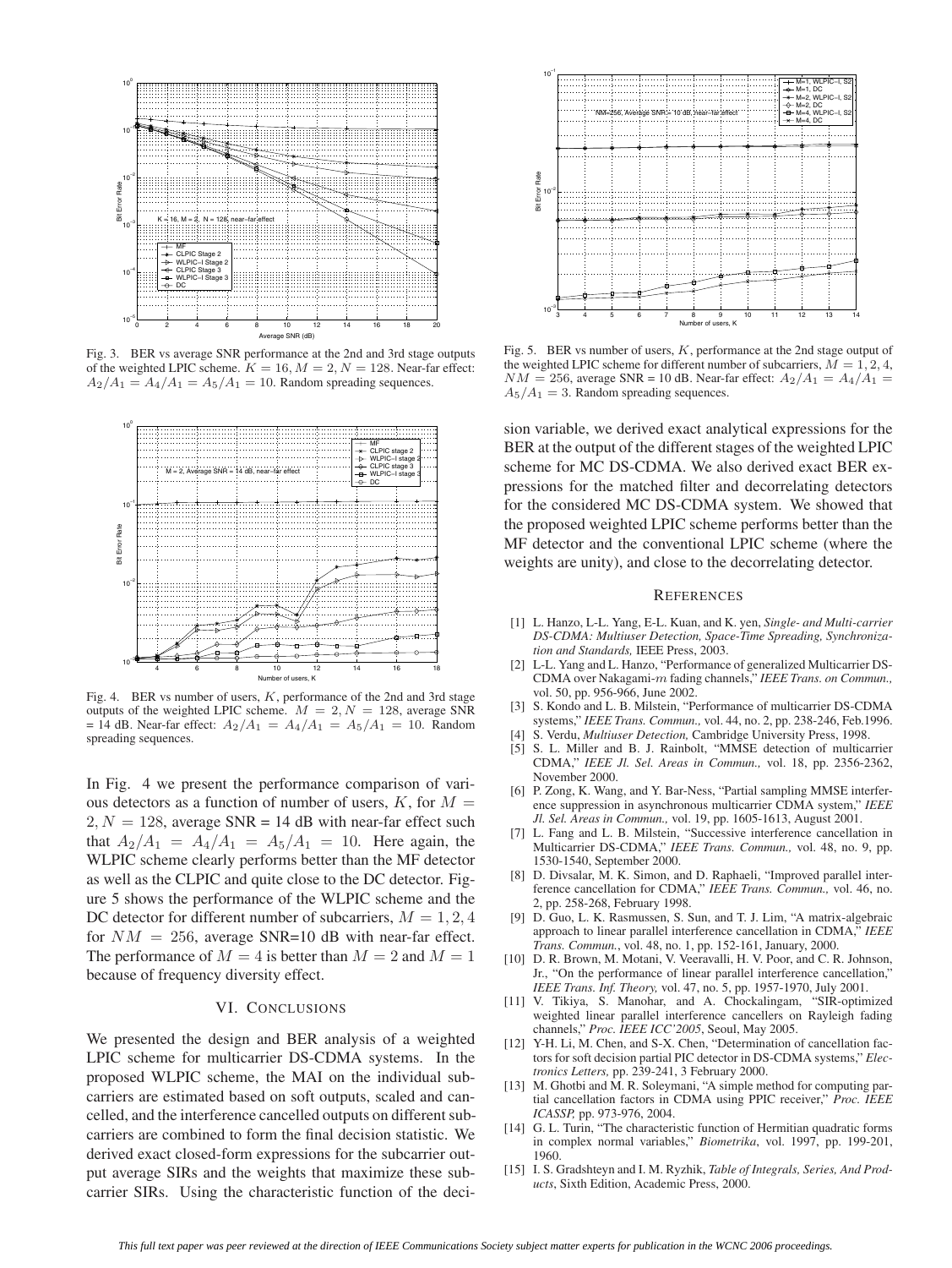10^0

10^-1

10^-2

10^-3

10^-4

10^-5

Bit Error Rate

0 2 4 6 8 10 12 14 16 18 20

Average SNR (dB)

K = 16, M = 2, N = 128, near–far effect

MF
CLPIC Stage 2
WLPIC–I Stage 2
CLPIC Stage 3
WLPIC–I Stage 3
DC

Fig. 3. BER vs average SNR performance at the 2nd and 3rd stage outputs of the weighted LPIC scheme. $K = 16, M = 2, N = 128$. Near-far effect: $A_2/A_1 = A_4/A_1 = A_5/A_1 = 10$. Random spreading sequences.

10^0

10^-1

10^-2

10^-3

Bit Error Rate

4 6 8 10 12 14 16 18

Number of users, K

M = 2, Average SNR = 14 dB, near–far effect

MF
CLPIC stage 2
WLPIC–I stage 2
CLPIC stage 3
WLPIC–I stage 3
DC

Fig. 4. BER vs number of users, $K$, performance of the 2nd and 3rd stage outputs of the weighted LPIC scheme. $M = 2, N = 128$, average SNR = 14 dB. Near-far effect: $A_2/A_1 = A_4/A_1 = A_5/A_1 = 10$. Random spreading sequences.

In Fig. 4 we present the performance comparison of various detectors as a function of number of users, $K$, for $M = 2, N = 128$, average SNR = 14 dB with near-far effect such that $A_2/A_1 = A_4/A_1 = A_5/A_1 = 10$. Here again, the WLPIC scheme clearly performs better than the MF detector as well as the CLPIC and quite close to the DC detector. Figure 5 shows the performance of the WLPIC scheme and the DC detector for different number of subcarriers, $M = 1, 2, 4$ for $NM = 256$, average SNR=10 dB with near-far effect. The performance of $M = 4$ is better than $M = 2$ and $M = 1$ because of frequency diversity effect.

10^-1

10^-2

10^-3

Bit Error Rate

3 4 5 6 7 8 9 10 11 12 13 14

Number of users, K

NM=256, Average SNR = 10 dB, near–far effect

M=1, WLPIC–I, S2
M=1, DC
M=2, WLPIC–I, S2
M=2, DC
M=4, WLPIC–I, S2
M=4, DC

Fig. 5. BER vs number of users, $K$, performance at the 2nd stage output of the weighted LPIC scheme for different number of subcarriers, $M = 1, 2, 4$, $NM = 256$, average SNR = 10 dB. Near-far effect: $A_2/A_1 = A_4/A_1 = A_5/A_1 = 3$. Random spreading sequences.

## VI. Conclusions

We presented the design and BER analysis of a weighted LPIC scheme for multicarrier DS-CDMA systems. In the proposed WLPIC scheme, the MAI on the individual subcarriers are estimated based on soft outputs, scaled and cancelled, and the interference cancelled outputs on different subcarriers are combined to form the final decision statistic. We derived exact closed-form expressions for the subcarrier output average SIRs and the weights that maximize these subcarrier SIRs. Using the characteristic function of the decision variable, we derived exact analytical expressions for the BER at the output of the different stages of the weighted LPIC scheme for MC DS-CDMA. We also derived exact BER expressions for the matched filter and decorrelating detectors for the considered MC DS-CDMA system. We showed that the proposed weighted LPIC scheme performs better than the MF detector and the conventional LPIC scheme (where the weights are unity), and close to the decorrelating detector.

## References

[1] L. Hanzo, L-L. Yang, E-L. Kuan, and K. yen, *Single- and Multi-carrier DS-CDMA: Multiuser Detection, Space-Time Spreading, Synchronization and Standards,* IEEE Press, 2003.

[2] L-L. Yang and L. Hanzo, "Performance of generalized Multicarrier DS-CDMA over Nakagami-$m$ fading channels," *IEEE Trans. on Commun.,* vol. 50, pp. 956-966, June 2002.

[3] S. Kondo and L. B. Milstein, "Performance of multicarrier DS-CDMA systems," *IEEE Trans. Commun.,* vol. 44, no. 2, pp. 238-246, Feb.1996.

[4] S. Verdu, *Multiuser Detection,* Cambridge University Press, 1998.

[5] S. L. Miller and B. J. Rainbolt, "MMSE detection of multicarrier CDMA," *IEEE Jl. Sel. Areas in Commun.,* vol. 18, pp. 2356-2362, November 2000.

[6] P. Zong, K. Wang, and Y. Bar-Ness, "Partial sampling MMSE interference suppression in asynchronous multicarrier CDMA system," *IEEE Jl. Sel. Areas in Commun.,* vol. 19, pp. 1605-1613, August 2001.

[7] L. Fang and L. B. Milstein, "Successive interference cancellation in Multicarrier DS-CDMA," *IEEE Trans. Commun.,* vol. 48, no. 9, pp. 1530-1540, September 2000.

[8] D. Divsalar, M. K. Simon, and D. Raphaeli, "Improved parallel interference cancellation for CDMA," *IEEE Trans. Commun.,* vol. 46, no. 2, pp. 258-268, February 1998.

[9] D. Guo, L. K. Rasmussen, S. Sun, and T. J. Lim, "A matrix-algebraic approach to linear parallel interference cancellation in CDMA," *IEEE Trans. Commun.*, vol. 48, no. 1, pp. 152-161, January, 2000.

[10] D. R. Brown, M. Motani, V. Veeravalli, H. V. Poor, and C. R. Johnson, Jr., "On the performance of linear parallel interference cancellation," *IEEE Trans. Inf. Theory,* vol. 47, no. 5, pp. 1957-1970, July 2001.

[11] V. Tikiya, S. Manohar, and A. Chockalingam, "SIR-optimized weighted linear parallel interference cancellers on Rayleigh fading channels," *Proc. IEEE ICC'2005*, Seoul, May 2005.

[12] Y-H. Li, M. Chen, and S-X. Chen, "Determination of cancellation factors for soft decision partial PIC detector in DS-CDMA systems," *Electronics Letters,* pp. 239-241, 3 February 2000.

[13] M. Ghotbi and M. R. Soleymani, "A simple method for computing partial cancellation factors in CDMA using PPIC receiver," *Proc. IEEE ICASSP,* pp. 973-976, 2004.

[14] G. L. Turin, "The characteristic function of Hermitian quadratic forms in complex normal variables," *Biometrika*, vol. 1997, pp. 199-201, 1960.

[15] I. S. Gradshteyn and I. M. Ryzhik, *Table of Integrals, Series, And Products*, Sixth Edition, Academic Press, 2000.